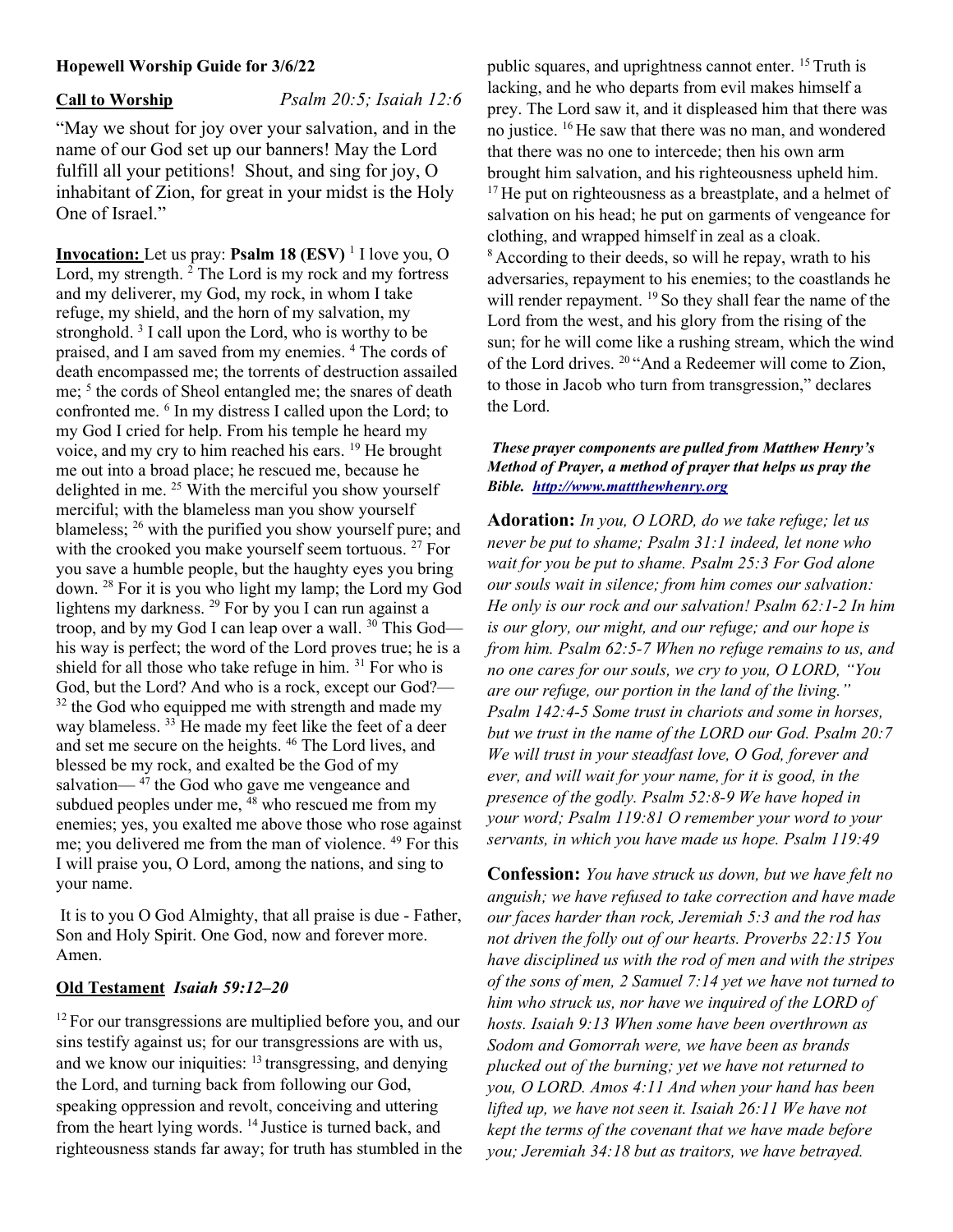**Hopewell Worship Guide for 3/6/22**

**Call to Worship** *Psalm 20:5; Isaiah 12:6*

"May we shout for joy over your salvation, and in the name of our God set up our banners! May the Lord fulfill all your petitions! Shout, and sing for joy, O inhabitant of Zion, for great in your midst is the Holy One of Israel."

**Invocation:** Let us pray: **Psalm 18 (ESV)** [1] I love you, O Lord, my strength. [2] The Lord is my rock and my fortress and my deliverer, my God, my rock, in whom I take refuge, my shield, and the horn of my salvation, my stronghold. [3] I call upon the Lord, who is worthy to be praised, and I am saved from my enemies. [4] The cords of death encompassed me; the torrents of destruction assailed me; [5] the cords of Sheol entangled me; the snares of death confronted me. [6] In my distress I called upon the Lord; to my God I cried for help. From his temple he heard my voice, and my cry to him reached his ears. [19] He brought me out into a broad place; he rescued me, because he delighted in me. [25] With the merciful you show yourself merciful; with the blameless man you show yourself blameless; [26] with the purified you show yourself pure; and with the crooked you make yourself seem tortuous. [27] For you save a humble people, but the haughty eyes you bring down. [28] For it is you who light my lamp; the Lord my God lightens my darkness. [29] For by you I can run against a troop, and by my God I can leap over a wall. [30] This God—his way is perfect; the word of the Lord proves true; he is a shield for all those who take refuge in him. [31] For who is God, but the Lord? And who is a rock, except our God?— [32] the God who equipped me with strength and made my way blameless. [33] He made my feet like the feet of a deer and set me secure on the heights. [46] The Lord lives, and blessed be my rock, and exalted be the God of my salvation— [47] the God who gave me vengeance and subdued peoples under me, [48] who rescued me from my enemies; yes, you exalted me above those who rose against me; you delivered me from the man of violence. [49] For this I will praise you, O Lord, among the nations, and sing to your name.

It is to you O God Almighty, that all praise is due - Father, Son and Holy Spirit. One God, now and forever more. Amen.

**Old Testament** ***Isaiah 59:12–20***

[12] For our transgressions are multiplied before you, and our sins testify against us; for our transgressions are with us, and we know our iniquities: [13] transgressing, and denying the Lord, and turning back from following our God, speaking oppression and revolt, conceiving and uttering from the heart lying words. [14] Justice is turned back, and righteousness stands far away; for truth has stumbled in the public squares, and uprightness cannot enter. [15] Truth is lacking, and he who departs from evil makes himself a prey. The Lord saw it, and it displeased him that there was no justice. [16] He saw that there was no man, and wondered that there was no one to intercede; then his own arm brought him salvation, and his righteousness upheld him. [17] He put on righteousness as a breastplate, and a helmet of salvation on his head; he put on garments of vengeance for clothing, and wrapped himself in zeal as a cloak. [8] According to their deeds, so will he repay, wrath to his adversaries, repayment to his enemies; to the coastlands he will render repayment. [19] So they shall fear the name of the Lord from the west, and his glory from the rising of the sun; for he will come like a rushing stream, which the wind of the Lord drives. [20] "And a Redeemer will come to Zion, to those in Jacob who turn from transgression," declares the Lord.

***These prayer components are pulled from Matthew Henry's Method of Prayer, a method of prayer that helps us pray the Bible. [http://www.mattthewhenry.org](http://www.mattthewhenry.org)***

**Adoration:** *In you, O LORD, do we take refuge; let us never be put to shame; Psalm 31:1 indeed, let none who wait for you be put to shame. Psalm 25:3 For God alone our souls wait in silence; from him comes our salvation: He only is our rock and our salvation! Psalm 62:1-2 In him is our glory, our might, and our refuge; and our hope is from him. Psalm 62:5-7 When no refuge remains to us, and no one cares for our souls, we cry to you, O LORD, "You are our refuge, our portion in the land of the living." Psalm 142:4-5 Some trust in chariots and some in horses, but we trust in the name of the LORD our God. Psalm 20:7 We will trust in your steadfast love, O God, forever and ever, and will wait for your name, for it is good, in the presence of the godly. Psalm 52:8-9 We have hoped in your word; Psalm 119:81 O remember your word to your servants, in which you have made us hope. Psalm 119:49*

**Confession:** *You have struck us down, but we have felt no anguish; we have refused to take correction and have made our faces harder than rock, Jeremiah 5:3 and the rod has not driven the folly out of our hearts. Proverbs 22:15 You have disciplined us with the rod of men and with the stripes of the sons of men, 2 Samuel 7:14 yet we have not turned to him who struck us, nor have we inquired of the LORD of hosts. Isaiah 9:13 When some have been overthrown as Sodom and Gomorrah were, we have been as brands plucked out of the burning; yet we have not returned to you, O LORD. Amos 4:11 And when your hand has been lifted up, we have not seen it. Isaiah 26:11 We have not kept the terms of the covenant that we have made before you; Jeremiah 34:18 but as traitors, we have betrayed.*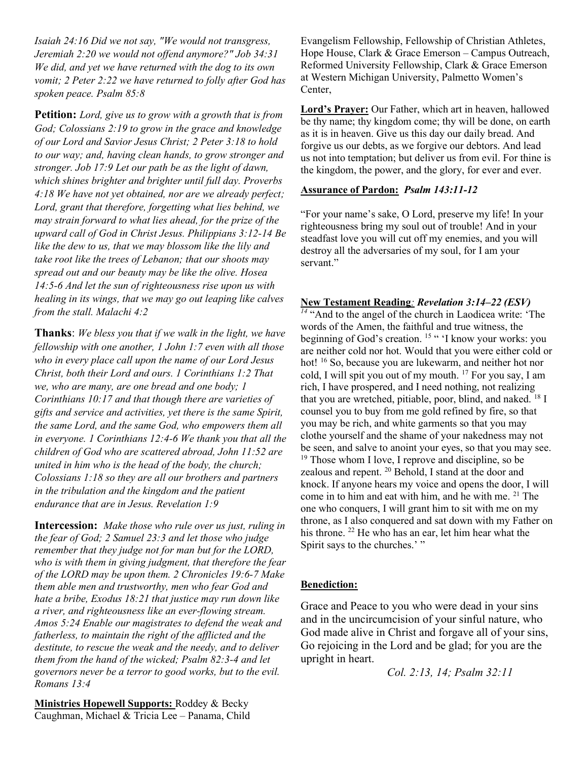*Isaiah 24:16 Did we not say, "We would not transgress, Jeremiah 2:20 we would not offend anymore?" Job 34:31 We did, and yet we have returned with the dog to its own vomit; 2 Peter 2:22 we have returned to folly after God has spoken peace. Psalm 85:8*

**Petition:** *Lord, give us to grow with a growth that is from God; Colossians 2:19 to grow in the grace and knowledge of our Lord and Savior Jesus Christ; 2 Peter 3:18 to hold to our way; and, having clean hands, to grow stronger and stronger. Job 17:9 Let our path be as the light of dawn, which shines brighter and brighter until full day. Proverbs 4:18 We have not yet obtained, nor are we already perfect; Lord, grant that therefore, forgetting what lies behind, we may strain forward to what lies ahead, for the prize of the upward call of God in Christ Jesus. Philippians 3:12-14 Be like the dew to us, that we may blossom like the lily and take root like the trees of Lebanon; that our shoots may spread out and our beauty may be like the olive. Hosea 14:5-6 And let the sun of righteousness rise upon us with healing in its wings, that we may go out leaping like calves from the stall. Malachi 4:2*

**Thanks**: *We bless you that if we walk in the light, we have fellowship with one another, 1 John 1:7 even with all those who in every place call upon the name of our Lord Jesus Christ, both their Lord and ours. 1 Corinthians 1:2 That we, who are many, are one bread and one body; 1 Corinthians 10:17 and that though there are varieties of gifts and service and activities, yet there is the same Spirit, the same Lord, and the same God, who empowers them all in everyone. 1 Corinthians 12:4-6 We thank you that all the children of God who are scattered abroad, John 11:52 are united in him who is the head of the body, the church; Colossians 1:18 so they are all our brothers and partners in the tribulation and the kingdom and the patient endurance that are in Jesus. Revelation 1:9*

**Intercession:** *Make those who rule over us just, ruling in the fear of God; 2 Samuel 23:3 and let those who judge remember that they judge not for man but for the LORD, who is with them in giving judgment, that therefore the fear of the LORD may be upon them. 2 Chronicles 19:6-7 Make them able men and trustworthy, men who fear God and hate a bribe, Exodus 18:21 that justice may run down like a river, and righteousness like an ever-flowing stream. Amos 5:24 Enable our magistrates to defend the weak and fatherless, to maintain the right of the afflicted and the destitute, to rescue the weak and the needy, and to deliver them from the hand of the wicked; Psalm 82:3-4 and let governors never be a terror to good works, but to the evil. Romans 13:4*

**Ministries Hopewell Supports:** Roddey & Becky Caughman, Michael & Tricia Lee – Panama, Child Evangelism Fellowship, Fellowship of Christian Athletes, Hope House, Clark & Grace Emerson – Campus Outreach, Reformed University Fellowship, Clark & Grace Emerson at Western Michigan University, Palmetto Women's Center,

**Lord's Prayer:** Our Father, which art in heaven, hallowed be thy name; thy kingdom come; thy will be done, on earth as it is in heaven. Give us this day our daily bread. And forgive us our debts, as we forgive our debtors. And lead us not into temptation; but deliver us from evil. For thine is the kingdom, the power, and the glory, for ever and ever.

**Assurance of Pardon:** ***Psalm 143:11-12***

"For your name's sake, O Lord, preserve my life! In your righteousness bring my soul out of trouble! And in your steadfast love you will cut off my enemies, and you will destroy all the adversaries of my soul, for I am your servant."

**New Testament Reading*: Revelation 3:14–22 (ESV)***

[14] "And to the angel of the church in Laodicea write: 'The words of the Amen, the faithful and true witness, the beginning of God's creation. [15] " 'I know your works: you are neither cold nor hot. Would that you were either cold or hot! [16] So, because you are lukewarm, and neither hot nor cold, I will spit you out of my mouth. [17] For you say, I am rich, I have prospered, and I need nothing, not realizing that you are wretched, pitiable, poor, blind, and naked. [18] I counsel you to buy from me gold refined by fire, so that you may be rich, and white garments so that you may clothe yourself and the shame of your nakedness may not be seen, and salve to anoint your eyes, so that you may see. [19] Those whom I love, I reprove and discipline, so be zealous and repent. [20] Behold, I stand at the door and knock. If anyone hears my voice and opens the door, I will come in to him and eat with him, and he with me. [21] The one who conquers, I will grant him to sit with me on my throne, as I also conquered and sat down with my Father on his throne. [22] He who has an ear, let him hear what the Spirit says to the churches.' "

**Benediction:**

Grace and Peace to you who were dead in your sins and in the uncircumcision of your sinful nature, who God made alive in Christ and forgave all of your sins, Go rejoicing in the Lord and be glad; for you are the upright in heart.

*Col. 2:13, 14; Psalm 32:11*